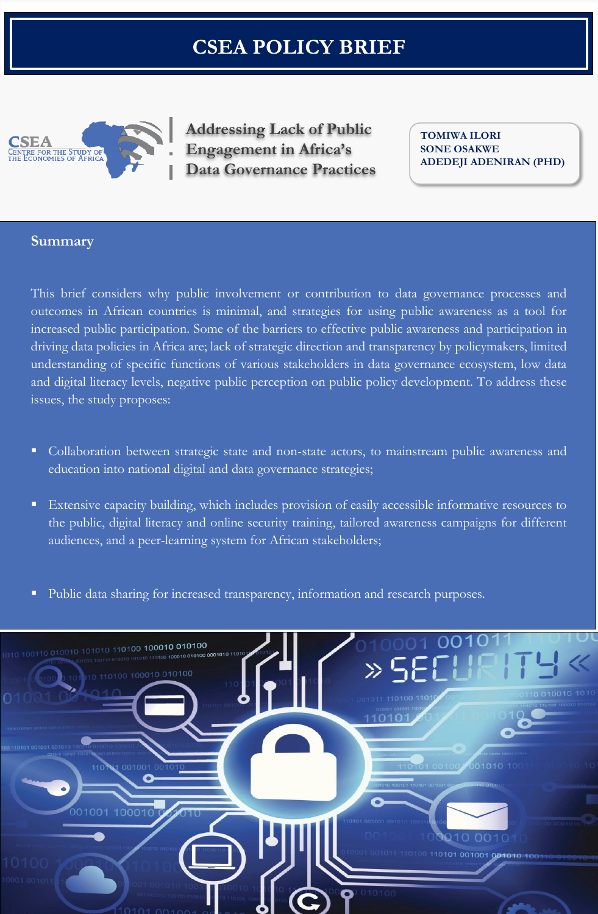# CSEA POLICY BRIEF

CSEA
CENTRE FOR THE STUDY OF THE ECONOMIES OF AFRICA

## Addressing Lack of Public Engagement in Africa's Data Governance Practices

**TOMIWA ILORI**
**SONE OSAKWE**
**ADEDEJI ADENIRAN (PHD)**

### Summary

This brief considers why public involvement or contribution to data governance processes and outcomes in African countries is minimal, and strategies for using public awareness as a tool for increased public participation. Some of the barriers to effective public awareness and participation in driving data policies in Africa are; lack of strategic direction and transparency by policymakers, limited understanding of specific functions of various stakeholders in data governance ecosystem, low data and digital literacy levels, negative public perception on public policy development. To address these issues, the study proposes:

- Collaboration between strategic state and non-state actors, to mainstream public awareness and education into national digital and data governance strategies;
- Extensive capacity building, which includes provision of easily accessible informative resources to the public, digital literacy and online security training, tailored awareness campaigns for different audiences, and a peer-learning system for African stakeholders;
- Public data sharing for increased transparency, information and research purposes.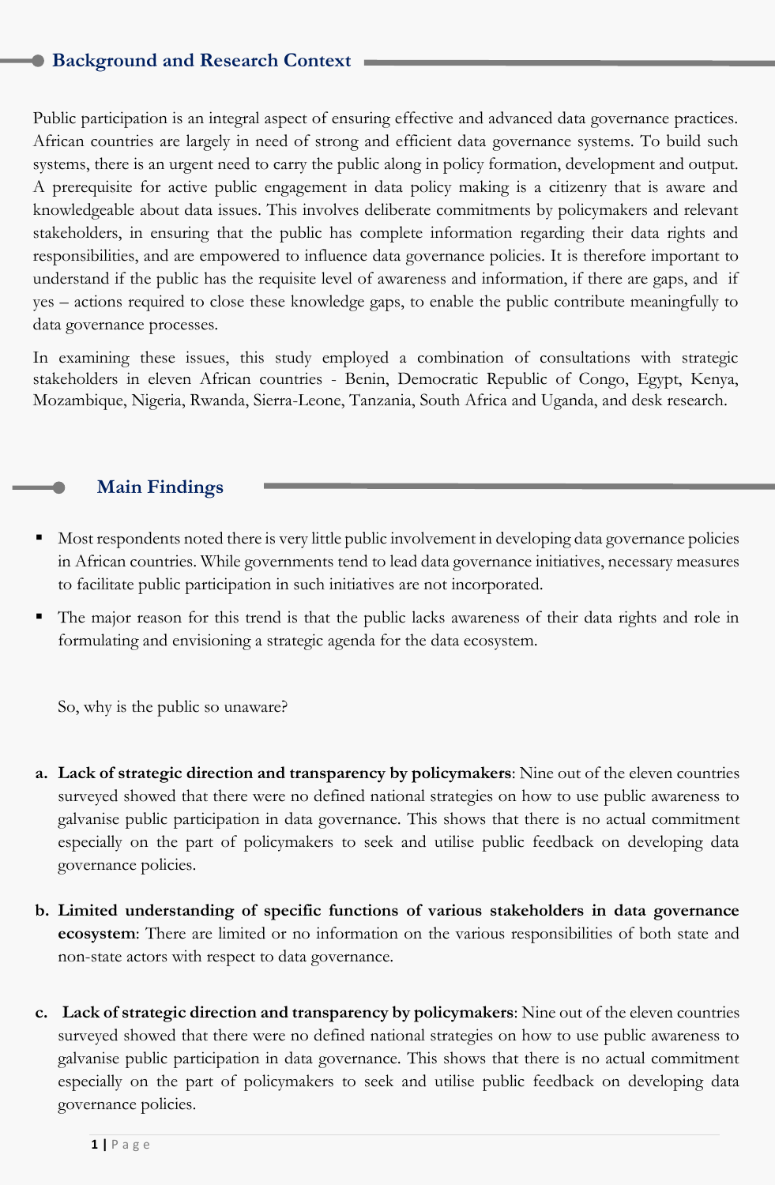## Background and Research Context

Public participation is an integral aspect of ensuring effective and advanced data governance practices. African countries are largely in need of strong and efficient data governance systems. To build such systems, there is an urgent need to carry the public along in policy formation, development and output. A prerequisite for active public engagement in data policy making is a citizenry that is aware and knowledgeable about data issues. This involves deliberate commitments by policymakers and relevant stakeholders, in ensuring that the public has complete information regarding their data rights and responsibilities, and are empowered to influence data governance policies. It is therefore important to understand if the public has the requisite level of awareness and information, if there are gaps, and if yes – actions required to close these knowledge gaps, to enable the public contribute meaningfully to data governance processes.

In examining these issues, this study employed a combination of consultations with strategic stakeholders in eleven African countries - Benin, Democratic Republic of Congo, Egypt, Kenya, Mozambique, Nigeria, Rwanda, Sierra-Leone, Tanzania, South Africa and Uganda, and desk research.

## Main Findings

- Most respondents noted there is very little public involvement in developing data governance policies in African countries. While governments tend to lead data governance initiatives, necessary measures to facilitate public participation in such initiatives are not incorporated.
- The major reason for this trend is that the public lacks awareness of their data rights and role in formulating and envisioning a strategic agenda for the data ecosystem.

So, why is the public so unaware?

a. **Lack of strategic direction and transparency by policymakers**: Nine out of the eleven countries surveyed showed that there were no defined national strategies on how to use public awareness to galvanise public participation in data governance. This shows that there is no actual commitment especially on the part of policymakers to seek and utilise public feedback on developing data governance policies.

b. **Limited understanding of specific functions of various stakeholders in data governance ecosystem**: There are limited or no information on the various responsibilities of both state and non-state actors with respect to data governance.

c. **Lack of strategic direction and transparency by policymakers**: Nine out of the eleven countries surveyed showed that there were no defined national strategies on how to use public awareness to galvanise public participation in data governance. This shows that there is no actual commitment especially on the part of policymakers to seek and utilise public feedback on developing data governance policies.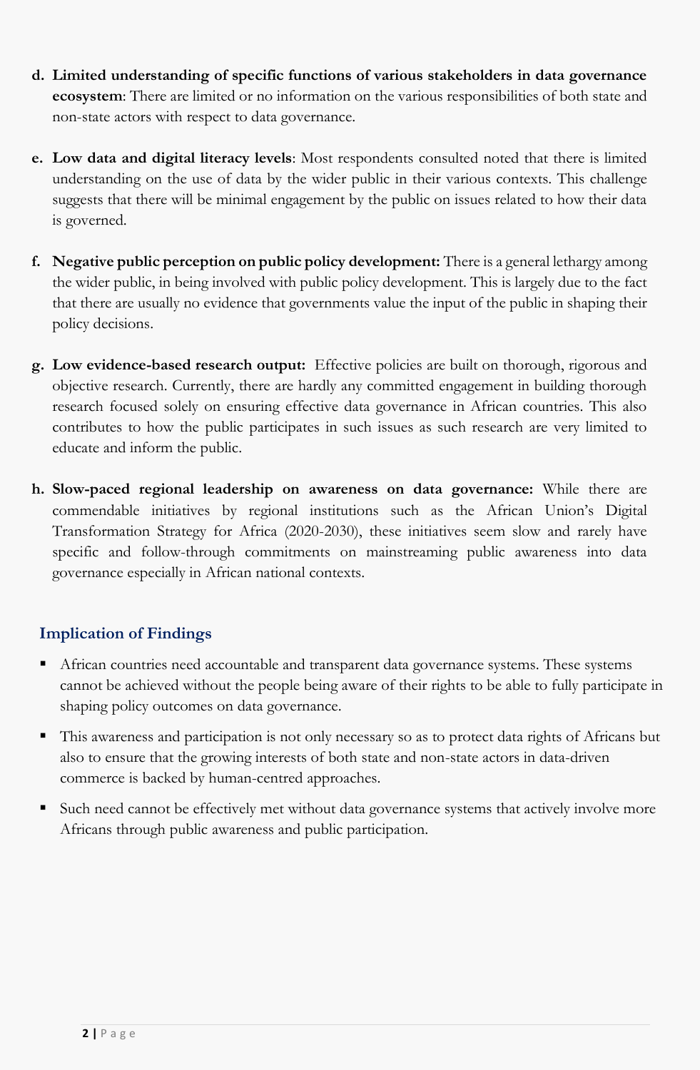d. **Limited understanding of specific functions of various stakeholders in data governance ecosystem**: There are limited or no information on the various responsibilities of both state and non-state actors with respect to data governance.

e. **Low data and digital literacy levels**: Most respondents consulted noted that there is limited understanding on the use of data by the wider public in their various contexts. This challenge suggests that there will be minimal engagement by the public on issues related to how their data is governed.

f. **Negative public perception on public policy development:** There is a general lethargy among the wider public, in being involved with public policy development. This is largely due to the fact that there are usually no evidence that governments value the input of the public in shaping their policy decisions.

g. **Low evidence-based research output:** Effective policies are built on thorough, rigorous and objective research. Currently, there are hardly any committed engagement in building thorough research focused solely on ensuring effective data governance in African countries. This also contributes to how the public participates in such issues as such research are very limited to educate and inform the public.

h. **Slow-paced regional leadership on awareness on data governance:** While there are commendable initiatives by regional institutions such as the African Union's Digital Transformation Strategy for Africa (2020-2030), these initiatives seem slow and rarely have specific and follow-through commitments on mainstreaming public awareness into data governance especially in African national contexts.

## Implication of Findings

- African countries need accountable and transparent data governance systems. These systems cannot be achieved without the people being aware of their rights to be able to fully participate in shaping policy outcomes on data governance.
- This awareness and participation is not only necessary so as to protect data rights of Africans but also to ensure that the growing interests of both state and non-state actors in data-driven commerce is backed by human-centred approaches.
- Such need cannot be effectively met without data governance systems that actively involve more Africans through public awareness and public participation.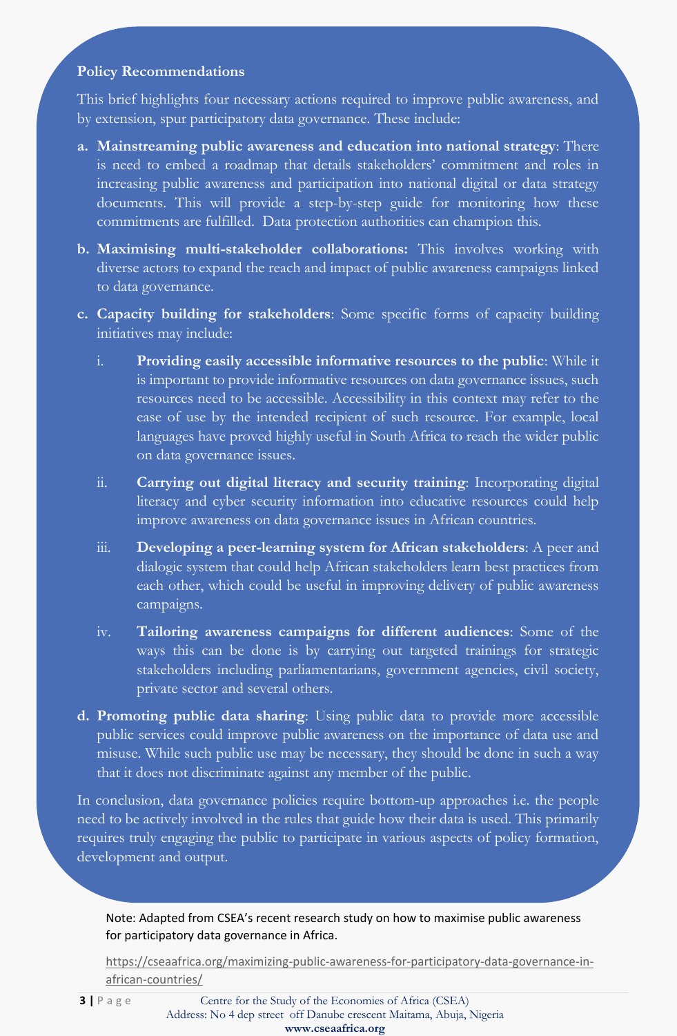**Policy Recommendations**

This brief highlights four necessary actions required to improve public awareness, and by extension, spur participatory data governance. These include:

a. **Mainstreaming public awareness and education into national strategy**: There is need to embed a roadmap that details stakeholders' commitment and roles in increasing public awareness and participation into national digital or data strategy documents. This will provide a step-by-step guide for monitoring how these commitments are fulfilled. Data protection authorities can champion this.

b. **Maximising multi-stakeholder collaborations:** This involves working with diverse actors to expand the reach and impact of public awareness campaigns linked to data governance.

c. **Capacity building for stakeholders**: Some specific forms of capacity building initiatives may include:

   i. **Providing easily accessible informative resources to the public**: While it is important to provide informative resources on data governance issues, such resources need to be accessible. Accessibility in this context may refer to the ease of use by the intended recipient of such resource. For example, local languages have proved highly useful in South Africa to reach the wider public on data governance issues.

   ii. **Carrying out digital literacy and security training**: Incorporating digital literacy and cyber security information into educative resources could help improve awareness on data governance issues in African countries.

   iii. **Developing a peer-learning system for African stakeholders**: A peer and dialogic system that could help African stakeholders learn best practices from each other, which could be useful in improving delivery of public awareness campaigns.

   iv. **Tailoring awareness campaigns for different audiences**: Some of the ways this can be done is by carrying out targeted trainings for strategic stakeholders including parliamentarians, government agencies, civil society, private sector and several others.

d. **Promoting public data sharing**: Using public data to provide more accessible public services could improve public awareness on the importance of data use and misuse. While such public use may be necessary, they should be done in such a way that it does not discriminate against any member of the public.

In conclusion, data governance policies require bottom-up approaches i.e. the people need to be actively involved in the rules that guide how their data is used. This primarily requires truly engaging the public to participate in various aspects of policy formation, development and output.

Note: Adapted from CSEA's recent research study on how to maximise public awareness for participatory data governance in Africa.

https://cseaafrica.org/maximizing-public-awareness-for-participatory-data-governance-in-african-countries/

Centre for the Study of the Economies of Africa (CSEA)
Address: No 4 dep street off Danube crescent Maitama, Abuja, Nigeria
**www.cseaafrica.org**